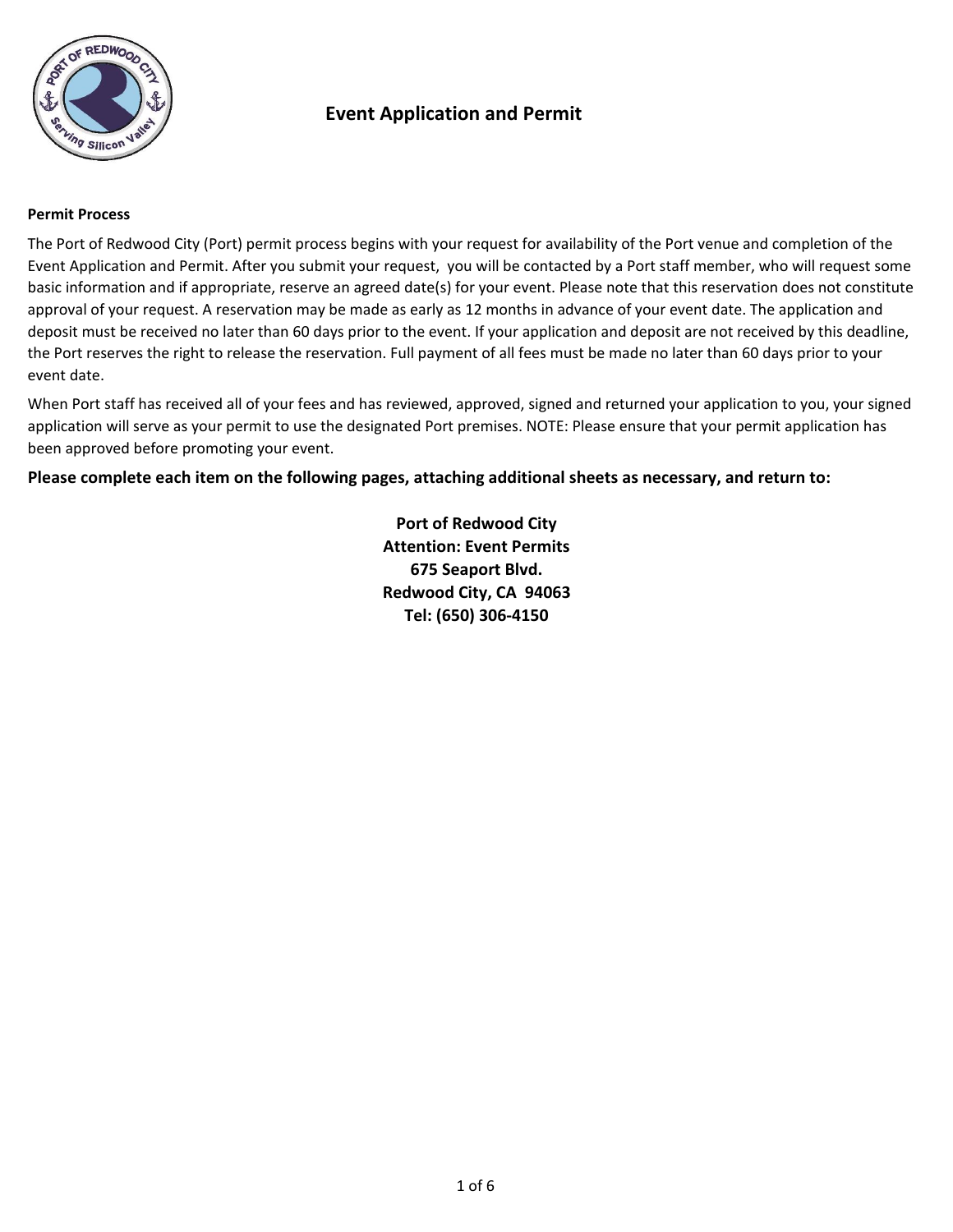# Event Application and Permit

**Permit Process**

The Port of Redwood City (Port) permit process begins with your request for availability of the Port venue and completion of the Event Application and Permit. After you submit your request, you will be contacted by a Port staff member, who will request some basic information and if appropriate, reserve an agreed date(s) for your event. Please note that this reservation does not constitute approval of your request. A reservation may be made as early as 12 months in advance of your event date. The application and deposit must be received no later than 60 days prior to the event. If your application and deposit are not received by this deadline, the Port reserves the right to release the reservation. Full payment of all fees must be made no later than 60 days prior to your event date.

When Port staff has received all of your fees and has reviewed, approved, signed and returned your application to you, your signed application will serve as your permit to use the designated Port premises. NOTE: Please ensure that your permit application has been approved before promoting your event.

**Please complete each item on the following pages, attaching additional sheets as necessary, and return to:**

**Port of Redwood City**
**Attention: Event Permits**
**675 Seaport Blvd.**
**Redwood City, CA 94063**
**Tel: (650) 306-4150**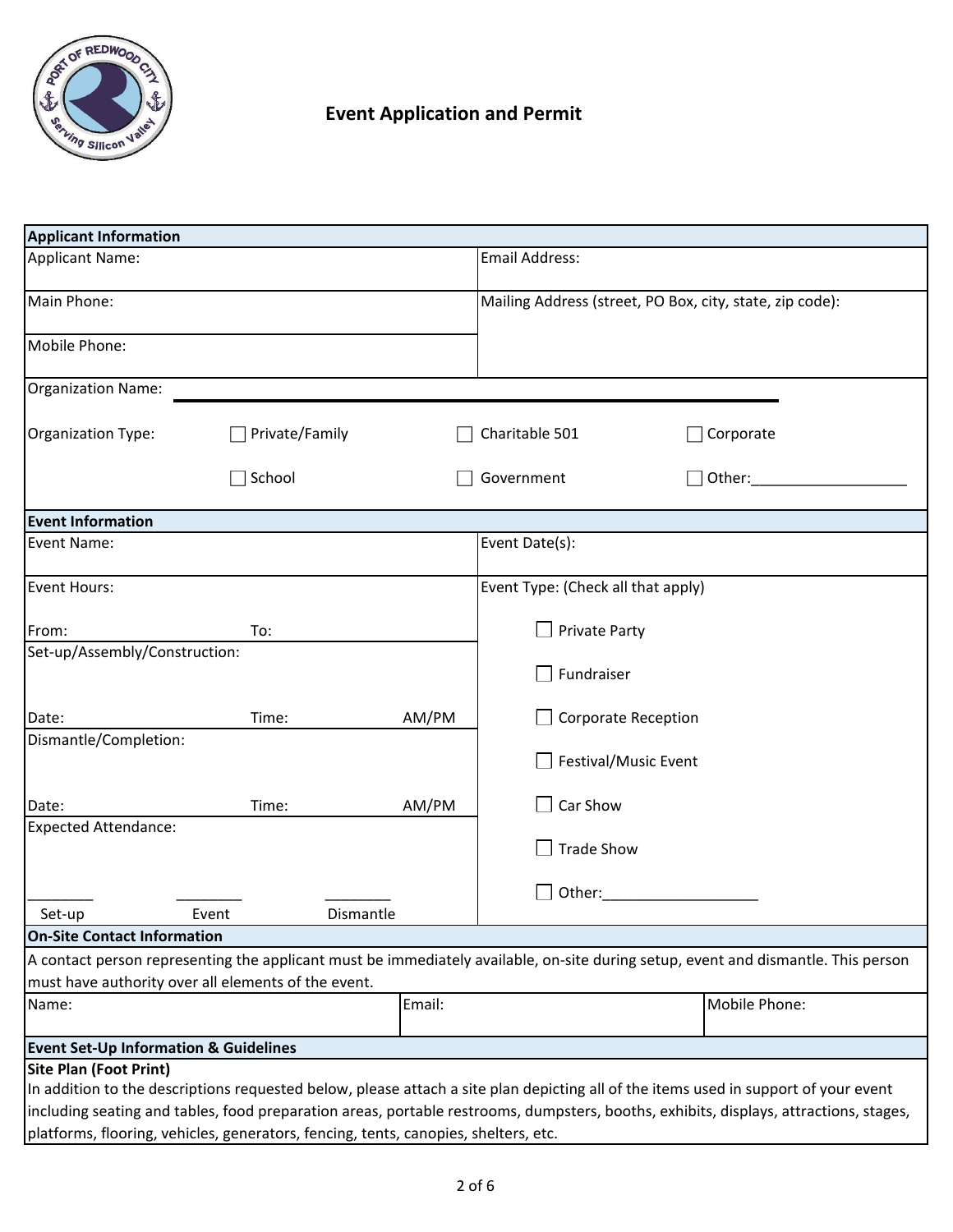# Event Application and Permit

## Applicant Information

| | |
|---|---|
| Applicant Name: | Email Address: |
| Main Phone: | Mailing Address (street, PO Box, city, state, zip code): |
| Mobile Phone: | |

Organization Name: ______________________________

Organization Type:

- ☐ Private/Family
- ☐ Charitable 501
- ☐ Corporate
- ☐ School
- ☐ Government
- ☐ Other:___________________

## Event Information

| | |
|---|---|
| Event Name: | Event Date(s): |

Event Hours:

From: To:

Set-up/Assembly/Construction:

Date: Time: AM/PM

Dismantle/Completion:

Date: Time: AM/PM

Expected Attendance:

________ ________ ________
Set-up Event Dismantle

Event Type: (Check all that apply)

- ☐ Private Party
- ☐ Fundraiser
- ☐ Corporate Reception
- ☐ Festival/Music Event
- ☐ Car Show
- ☐ Trade Show
- ☐ Other:___________________

## On-Site Contact Information

A contact person representing the applicant must be immediately available, on-site during setup, event and dismantle. This person must have authority over all elements of the event.

| Name: | Email: | Mobile Phone: |
|---|---|---|
| | | |

## Event Set-Up Information & Guidelines

**Site Plan (Foot Print)**

In addition to the descriptions requested below, please attach a site plan depicting all of the items used in support of your event including seating and tables, food preparation areas, portable restrooms, dumpsters, booths, exhibits, displays, attractions, stages, platforms, flooring, vehicles, generators, fencing, tents, canopies, shelters, etc.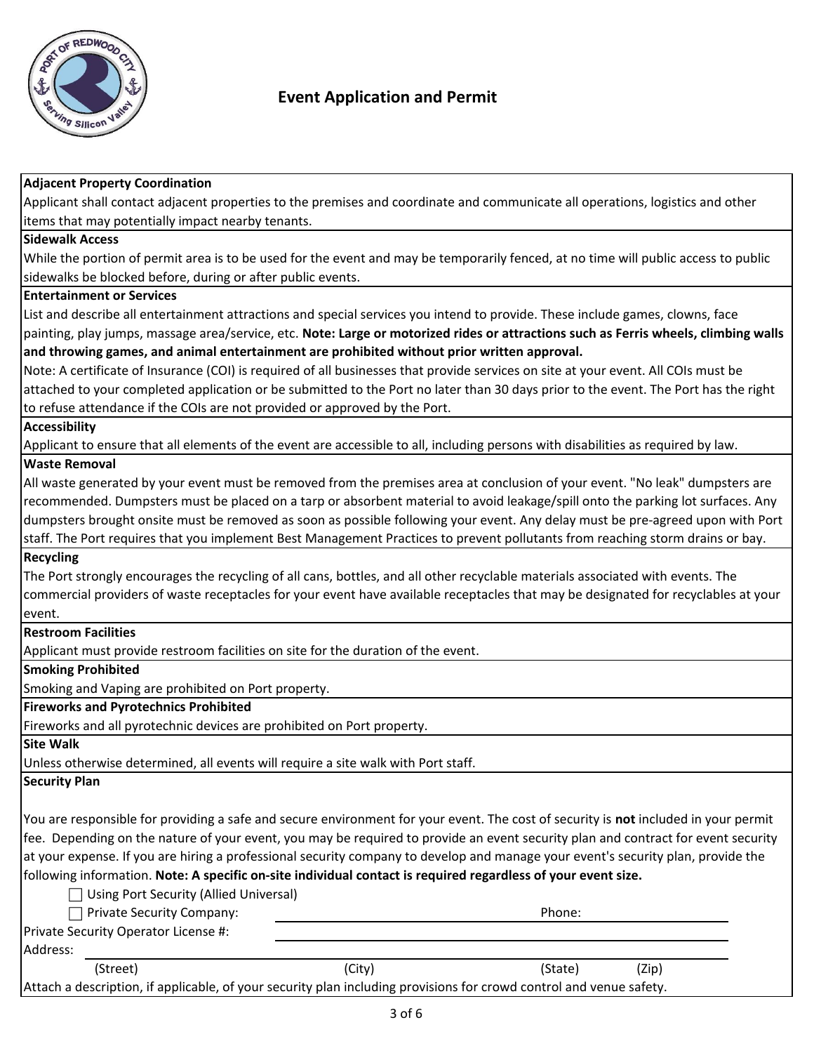# Event Application and Permit

**Adjacent Property Coordination**

Applicant shall contact adjacent properties to the premises and coordinate and communicate all operations, logistics and other items that may potentially impact nearby tenants.

**Sidewalk Access**

While the portion of permit area is to be used for the event and may be temporarily fenced, at no time will public access to public sidewalks be blocked before, during or after public events.

**Entertainment or Services**

List and describe all entertainment attractions and special services you intend to provide. These include games, clowns, face painting, play jumps, massage area/service, etc. **Note: Large or motorized rides or attractions such as Ferris wheels, climbing walls and throwing games, and animal entertainment are prohibited without prior written approval.**

Note: A certificate of Insurance (COI) is required of all businesses that provide services on site at your event. All COIs must be attached to your completed application or be submitted to the Port no later than 30 days prior to the event. The Port has the right to refuse attendance if the COIs are not provided or approved by the Port.

**Accessibility**

Applicant to ensure that all elements of the event are accessible to all, including persons with disabilities as required by law.

**Waste Removal**

All waste generated by your event must be removed from the premises area at conclusion of your event. "No leak" dumpsters are recommended. Dumpsters must be placed on a tarp or absorbent material to avoid leakage/spill onto the parking lot surfaces. Any dumpsters brought onsite must be removed as soon as possible following your event. Any delay must be pre-agreed upon with Port staff. The Port requires that you implement Best Management Practices to prevent pollutants from reaching storm drains or bay.

**Recycling**

The Port strongly encourages the recycling of all cans, bottles, and all other recyclable materials associated with events. The commercial providers of waste receptacles for your event have available receptacles that may be designated for recyclables at your event.

**Restroom Facilities**

Applicant must provide restroom facilities on site for the duration of the event.

**Smoking Prohibited**

Smoking and Vaping are prohibited on Port property.

**Fireworks and Pyrotechnics Prohibited**

Fireworks and all pyrotechnic devices are prohibited on Port property.

**Site Walk**

Unless otherwise determined, all events will require a site walk with Port staff.

**Security Plan**

You are responsible for providing a safe and secure environment for your event. The cost of security is **not** included in your permit fee. Depending on the nature of your event, you may be required to provide an event security plan and contract for event security at your expense. If you are hiring a professional security company to develop and manage your event's security plan, provide the following information. **Note: A specific on-site individual contact is required regardless of your event size.**

☐ Using Port Security (Allied Universal)

☐ Private Security Company: ______________________ Phone: ______________

Private Security Operator License #: ______________________

Address: ______________________________________________

(Street) (City) (State) (Zip)

Attach a description, if applicable, of your security plan including provisions for crowd control and venue safety.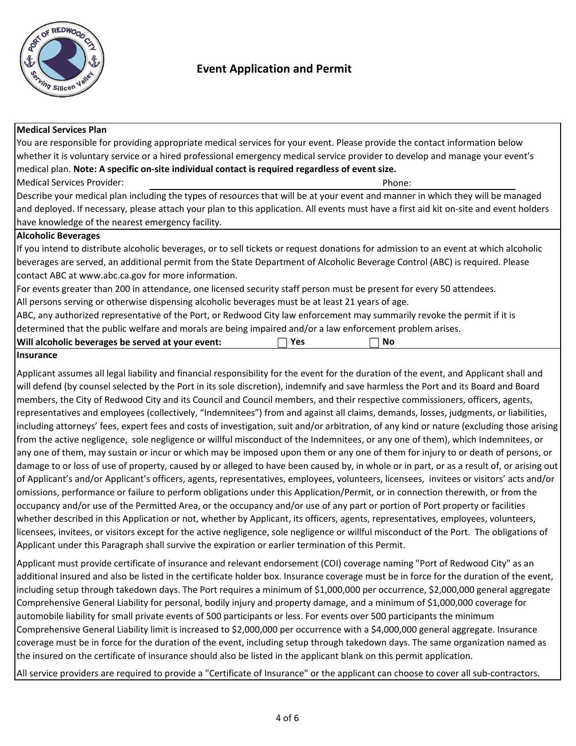# Event Application and Permit

## Medical Services Plan

You are responsible for providing appropriate medical services for your event. Please provide the contact information below whether it is voluntary service or a hired professional emergency medical service provider to develop and manage your event's medical plan. **Note: A specific on-site individual contact is required regardless of event size.**

Medical Services Provider: ______________________________ Phone: ______________

Describe your medical plan including the types of resources that will be at your event and manner in which they will be managed and deployed. If necessary, please attach your plan to this application. All events must have a first aid kit on-site and event holders have knowledge of the nearest emergency facility.

## Alcoholic Beverages

If you intend to distribute alcoholic beverages, or to sell tickets or request donations for admission to an event at which alcoholic beverages are served, an additional permit from the State Department of Alcoholic Beverage Control (ABC) is required. Please contact ABC at www.abc.ca.gov for more information.

For events greater than 200 in attendance, one licensed security staff person must be present for every 50 attendees.

All persons serving or otherwise dispensing alcoholic beverages must be at least 21 years of age.

ABC, any authorized representative of the Port, or Redwood City law enforcement may summarily revoke the permit if it is determined that the public welfare and morals are being impaired and/or a law enforcement problem arises.

**Will alcoholic beverages be served at your event:** ☐ **Yes** ☐ **No**

## Insurance

Applicant assumes all legal liability and financial responsibility for the event for the duration of the event, and Applicant shall and will defend (by counsel selected by the Port in its sole discretion), indemnify and save harmless the Port and its Board and Board members, the City of Redwood City and its Council and Council members, and their respective commissioners, officers, agents, representatives and employees (collectively, "Indemnitees") from and against all claims, demands, losses, judgments, or liabilities, including attorneys' fees, expert fees and costs of investigation, suit and/or arbitration, of any kind or nature (excluding those arising from the active negligence, sole negligence or willful misconduct of the Indemnitees, or any one of them), which Indemnitees, or any one of them, may sustain or incur or which may be imposed upon them or any one of them for injury to or death of persons, or damage to or loss of use of property, caused by or alleged to have been caused by, in whole or in part, or as a result of, or arising out of Applicant's and/or Applicant's officers, agents, representatives, employees, volunteers, licensees, invitees or visitors' acts and/or omissions, performance or failure to perform obligations under this Application/Permit, or in connection therewith, or from the occupancy and/or use of the Permitted Area, or the occupancy and/or use of any part or portion of Port property or facilities whether described in this Application or not, whether by Applicant, its officers, agents, representatives, employees, volunteers, licensees, invitees, or visitors except for the active negligence, sole negligence or willful misconduct of the Port. The obligations of Applicant under this Paragraph shall survive the expiration or earlier termination of this Permit.

Applicant must provide certificate of insurance and relevant endorsement (COI) coverage naming "Port of Redwood City" as an additional insured and also be listed in the certificate holder box. Insurance coverage must be in force for the duration of the event, including setup through takedown days. The Port requires a minimum of $1,000,000 per occurrence, $2,000,000 general aggregate Comprehensive General Liability for personal, bodily injury and property damage, and a minimum of $1,000,000 coverage for automobile liability for small private events of 500 participants or less. For events over 500 participants the minimum Comprehensive General Liability limit is increased to $2,000,000 per occurrence with a $4,000,000 general aggregate. Insurance coverage must be in force for the duration of the event, including setup through takedown days. The same organization named as the insured on the certificate of insurance should also be listed in the applicant blank on this permit application.

All service providers are required to provide a "Certificate of Insurance" or the applicant can choose to cover all sub-contractors.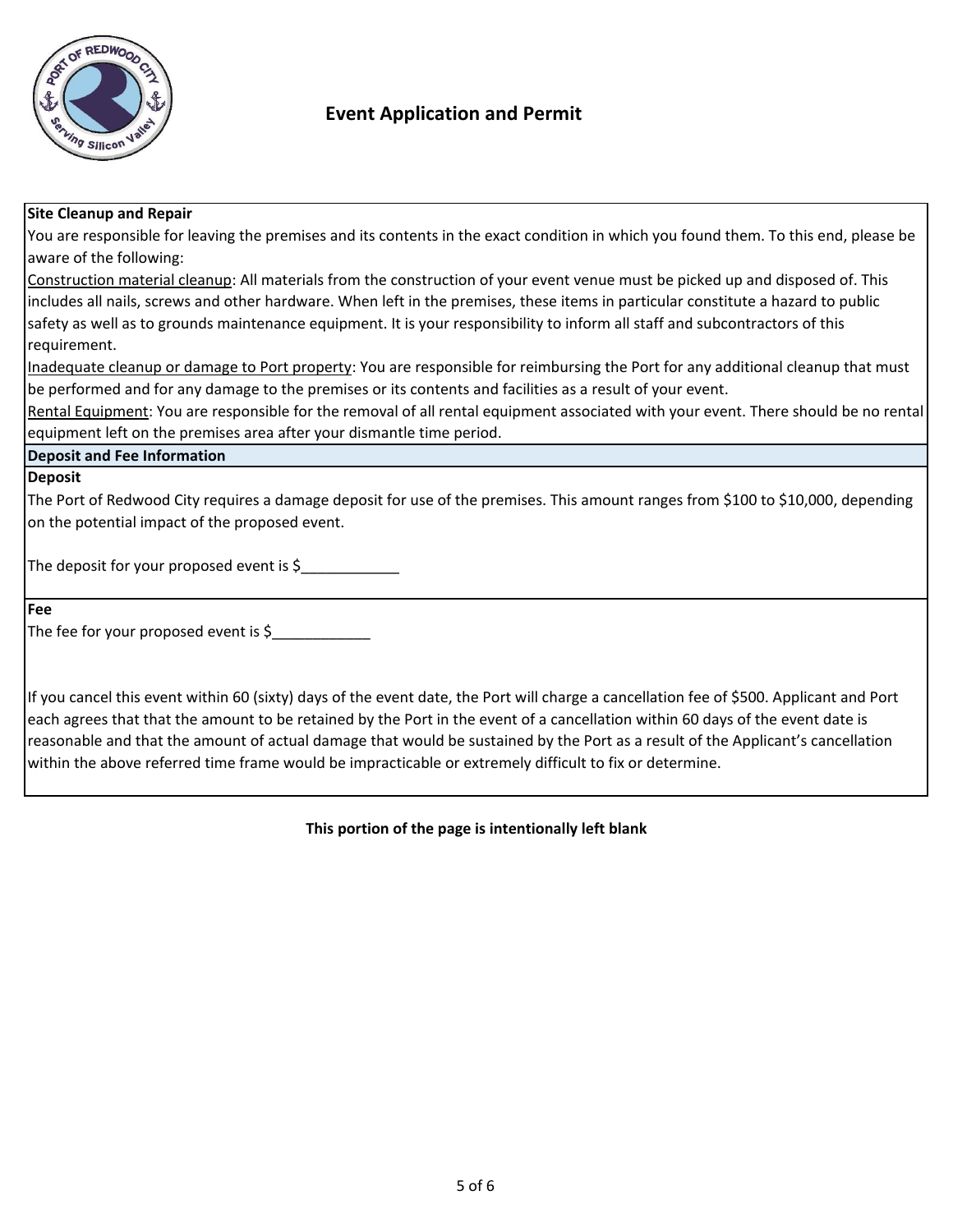# Event Application and Permit

**Site Cleanup and Repair**

You are responsible for leaving the premises and its contents in the exact condition in which you found them. To this end, please be aware of the following:

<u>Construction material cleanup</u>: All materials from the construction of your event venue must be picked up and disposed of. This includes all nails, screws and other hardware. When left in the premises, these items in particular constitute a hazard to public safety as well as to grounds maintenance equipment. It is your responsibility to inform all staff and subcontractors of this requirement.

<u>Inadequate cleanup or damage to Port property</u>: You are responsible for reimbursing the Port for any additional cleanup that must be performed and for any damage to the premises or its contents and facilities as a result of your event.

<u>Rental Equipment</u>: You are responsible for the removal of all rental equipment associated with your event. There should be no rental equipment left on the premises area after your dismantle time period.

**Deposit and Fee Information**

**Deposit**

The Port of Redwood City requires a damage deposit for use of the premises. This amount ranges from $100 to $10,000, depending on the potential impact of the proposed event.

The deposit for your proposed event is $____________

**Fee**

The fee for your proposed event is $____________

If you cancel this event within 60 (sixty) days of the event date, the Port will charge a cancellation fee of $500. Applicant and Port each agrees that that the amount to be retained by the Port in the event of a cancellation within 60 days of the event date is reasonable and that the amount of actual damage that would be sustained by the Port as a result of the Applicant's cancellation within the above referred time frame would be impracticable or extremely difficult to fix or determine.

**This portion of the page is intentionally left blank**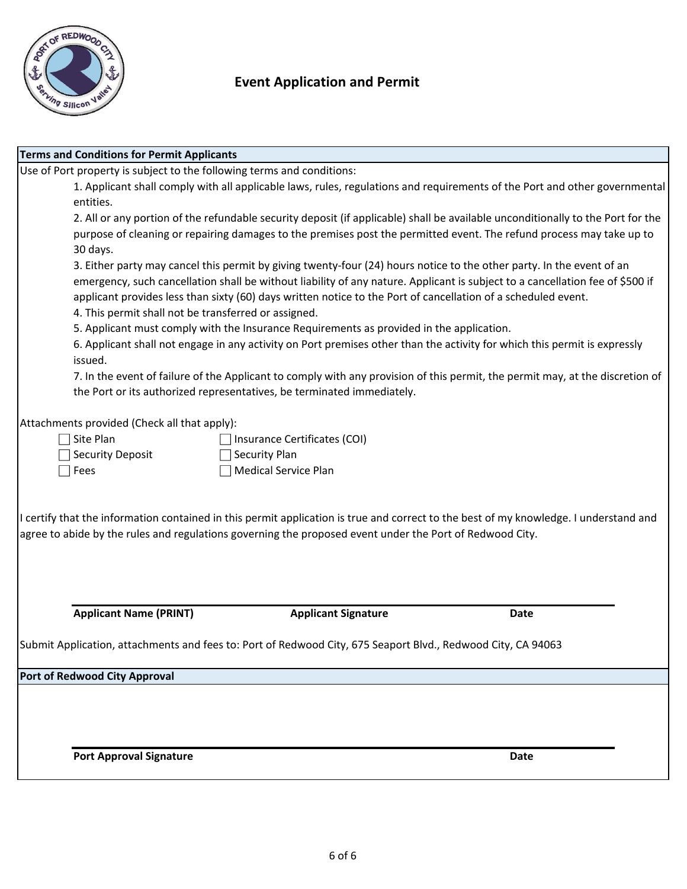# Event Application and Permit

## Terms and Conditions for Permit Applicants

Use of Port property is subject to the following terms and conditions:

1. Applicant shall comply with all applicable laws, rules, regulations and requirements of the Port and other governmental entities.
2. All or any portion of the refundable security deposit (if applicable) shall be available unconditionally to the Port for the purpose of cleaning or repairing damages to the premises post the permitted event. The refund process may take up to 30 days.
3. Either party may cancel this permit by giving twenty-four (24) hours notice to the other party. In the event of an emergency, such cancellation shall be without liability of any nature. Applicant is subject to a cancellation fee of $500 if applicant provides less than sixty (60) days written notice to the Port of cancellation of a scheduled event.
4. This permit shall not be transferred or assigned.
5. Applicant must comply with the Insurance Requirements as provided in the application.
6. Applicant shall not engage in any activity on Port premises other than the activity for which this permit is expressly issued.
7. In the event of failure of the Applicant to comply with any provision of this permit, the permit may, at the discretion of the Port or its authorized representatives, be terminated immediately.

Attachments provided (Check all that apply):

- ☐ Site Plan
- ☐ Insurance Certificates (COI)
- ☐ Security Deposit
- ☐ Security Plan
- ☐ Fees
- ☐ Medical Service Plan

I certify that the information contained in this permit application is true and correct to the best of my knowledge. I understand and agree to abide by the rules and regulations governing the proposed event under the Port of Redwood City.

**Applicant Name (PRINT)** **Applicant Signature** **Date**

Submit Application, attachments and fees to: Port of Redwood City, 675 Seaport Blvd., Redwood City, CA 94063

## Port of Redwood City Approval

**Port Approval Signature** **Date**